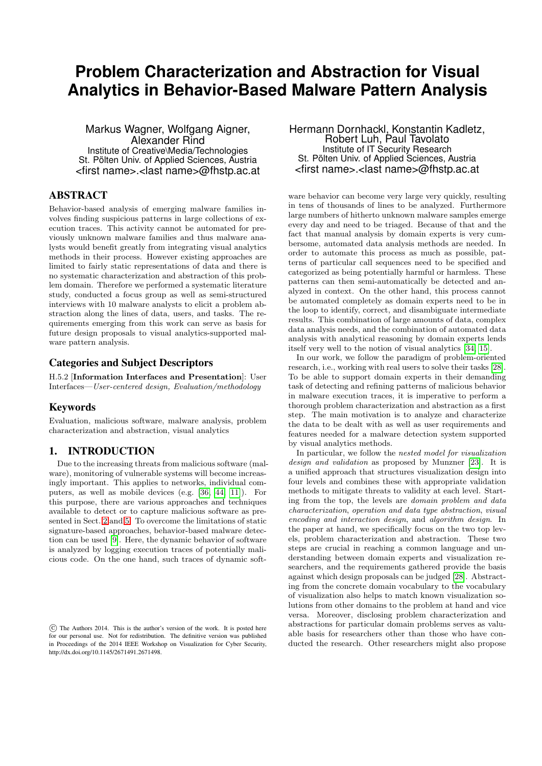# Problem Characterization and Abstraction for Visual Analytics in Behavior-Based Malware Pattern Analysis

Markus Wagner, Wolfgang Aigner, Alexander Rind
Institute of Creative\Media/Technologies
St. Pölten Univ. of Applied Sciences, Austria
<first name>.<last name>@fhstp.ac.at

Hermann Dornhackl, Konstantin Kadletz, Robert Luh, Paul Tavolato
Institute of IT Security Research
St. Pölten Univ. of Applied Sciences, Austria
<first name>.<last name>@fhstp.ac.at

## ABSTRACT

Behavior-based analysis of emerging malware families involves finding suspicious patterns in large collections of execution traces. This activity cannot be automated for previously unknown malware families and thus malware analysts would benefit greatly from integrating visual analytics methods in their process. However existing approaches are limited to fairly static representations of data and there is no systematic characterization and abstraction of this problem domain. Therefore we performed a systematic literature study, conducted a focus group as well as semi-structured interviews with 10 malware analysts to elicit a problem abstraction along the lines of data, users, and tasks. The requirements emerging from this work can serve as basis for future design proposals to visual analytics-supported malware pattern analysis.

### Categories and Subject Descriptors

H.5.2 [**Information Interfaces and Presentation**]: User Interfaces—*User-centered design, Evaluation/methodology*

### Keywords

Evaluation, malicious software, malware analysis, problem characterization and abstraction, visual analytics

## 1. INTRODUCTION

Due to the increasing threats from malicious software (malware), monitoring of vulnerable systems will become increasingly important. This applies to networks, individual computers, as well as mobile devices (e.g. [36, 44, 11]). For this purpose, there are various approaches and techniques available to detect or to capture malicious software as presented in Sect. 2 and 5. To overcome the limitations of static signature-based approaches, behavior-based malware detection can be used [9]. Here, the dynamic behavior of software is analyzed by logging execution traces of potentially malicious code. On the one hand, such traces of dynamic software behavior can become very large very quickly, resulting in tens of thousands of lines to be analyzed. Furthermore large numbers of hitherto unknown malware samples emerge every day and need to be triaged. Because of that and the fact that manual analysis by domain experts is very cumbersome, automated data analysis methods are needed. In order to automate this process as much as possible, patterns of particular call sequences need to be specified and categorized as being potentially harmful or harmless. These patterns can then semi-automatically be detected and analyzed in context. On the other hand, this process cannot be automated completely as domain experts need to be in the loop to identify, correct, and disambiguate intermediate results. This combination of large amounts of data, complex data analysis needs, and the combination of automated data analysis with analytical reasoning by domain experts lends itself very well to the notion of visual analytics [34, 15].

In our work, we follow the paradigm of problem-oriented research, i.e., working with real users to solve their tasks [28]. To be able to support domain experts in their demanding task of detecting and refining patterns of malicious behavior in malware execution traces, it is imperative to perform a thorough problem characterization and abstraction as a first step. The main motivation is to analyze and characterize the data to be dealt with as well as user requirements and features needed for a malware detection system supported by visual analytics methods.

In particular, we follow the *nested model for visualization design and validation* as proposed by Munzner [23]. It is a unified approach that structures visualization design into four levels and combines these with appropriate validation methods to mitigate threats to validity at each level. Starting from the top, the levels are *domain problem and data characterization*, *operation and data type abstraction*, *visual encoding and interaction design*, and *algorithm design*. In the paper at hand, we specifically focus on the two top levels, problem characterization and abstraction. These two steps are crucial in reaching a common language and understanding between domain experts and visualization researchers, and the requirements gathered provide the basis against which design proposals can be judged [28]. Abstracting from the concrete domain vocabulary to the vocabulary of visualization also helps to match known visualization solutions from other domains to the problem at hand and vice versa. Moreover, disclosing problem characterization and abstractions for particular domain problems serves as valuable basis for researchers other than those who have conducted the research. Other researchers might also propose

© The Authors 2014. This is the author's version of the work. It is posted here for our personal use. Not for redistribution. The definitive version was published in Proceedings of the 2014 IEEE Workshop on Visualization for Cyber Security, http://dx.doi.org/10.1145/2671491.2671498.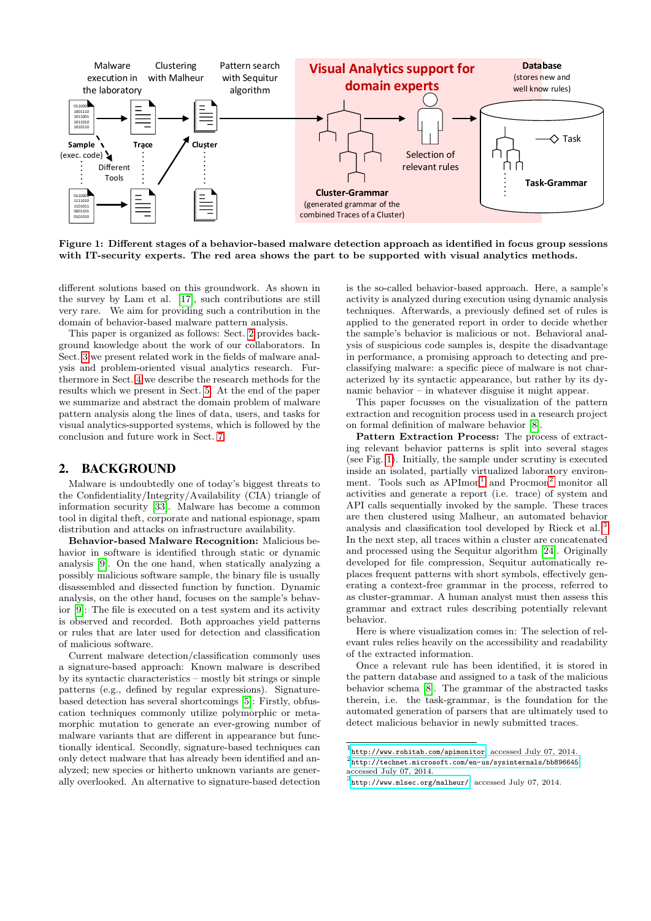Figure 1: Different stages of a behavior-based malware detection approach as identified in focus group sessions with IT-security experts. The red area shows the part to be supported with visual analytics methods.

different solutions based on this groundwork. As shown in the survey by Lam et al. [17], such contributions are still very rare. We aim for providing such a contribution in the domain of behavior-based malware pattern analysis.

This paper is organized as follows: Sect. 2 provides background knowledge about the work of our collaborators. In Sect. 3 we present related work in the fields of malware analysis and problem-oriented visual analytics research. Furthermore in Sect. 4 we describe the research methods for the results which we present in Sect. 5. At the end of the paper we summarize and abstract the domain problem of malware pattern analysis along the lines of data, users, and tasks for visual analytics-supported systems, which is followed by the conclusion and future work in Sect. 7.

## 2. BACKGROUND

Malware is undoubtedly one of today's biggest threats to the Confidentiality/Integrity/Availability (CIA) triangle of information security [33]. Malware has become a common tool in digital theft, corporate and national espionage, spam distribution and attacks on infrastructure availability.

**Behavior-based Malware Recognition:** Malicious behavior in software is identified through static or dynamic analysis [9]. On the one hand, when statically analyzing a possibly malicious software sample, the binary file is usually disassembled and dissected function by function. Dynamic analysis, on the other hand, focuses on the sample's behavior [9]: The file is executed on a test system and its activity is observed and recorded. Both approaches yield patterns or rules that are later used for detection and classification of malicious software.

Current malware detection/classification commonly uses a signature-based approach: Known malware is described by its syntactic characteristics – mostly bit strings or simple patterns (e.g., defined by regular expressions). Signature-based detection has several shortcomings [5]: Firstly, obfuscation techniques commonly utilize polymorphic or metamorphic mutation to generate an ever-growing number of malware variants that are different in appearance but functionally identical. Secondly, signature-based techniques can only detect malware that has already been identified and analyzed; new species or hitherto unknown variants are generally overlooked. An alternative to signature-based detection is the so-called behavior-based approach. Here, a sample's activity is analyzed during execution using dynamic analysis techniques. Afterwards, a previously defined set of rules is applied to the generated report in order to decide whether the sample's behavior is malicious or not. Behavioral analysis of suspicious code samples is, despite the disadvantage in performance, a promising approach to detecting and pre-classifying malware: a specific piece of malware is not characterized by its syntactic appearance, but rather by its dynamic behavior – in whatever disguise it might appear.

This paper focusses on the visualization of the pattern extraction and recognition process used in a research project on formal definition of malware behavior [8].

**Pattern Extraction Process:** The process of extracting relevant behavior patterns is split into several stages (see Fig. 1). Initially, the sample under scrutiny is executed inside an isolated, partially virtualized laboratory environment. Tools such as APImon[1] and Procmon[2] monitor all activities and generate a report (i.e. trace) of system and API calls sequentially invoked by the sample. These traces are then clustered using Malheur, an automated behavior analysis and classification tool developed by Rieck et al.[3] In the next step, all traces within a cluster are concatenated and processed using the Sequitur algorithm [24]. Originally developed for file compression, Sequitur automatically replaces frequent patterns with short symbols, effectively generating a context-free grammar in the process, referred to as cluster-grammar. A human analyst must then assess this grammar and extract rules describing potentially relevant behavior.

Here is where visualization comes in: The selection of relevant rules relies heavily on the accessibility and readability of the extracted information.

Once a relevant rule has been identified, it is stored in the pattern database and assigned to a task of the malicious behavior schema [8]. The grammar of the abstracted tasks therein, i.e. the task-grammar, is the foundation for the automated generation of parsers that are ultimately used to detect malicious behavior in newly submitted traces.

[1] http://www.rohitab.com/apimonitor, accessed July 07, 2014.
[2] http://technet.microsoft.com/en-us/sysinternals/bb896645, accessed July 07, 2014.
[3] http://www.mlsec.org/malheur/, accessed July 07, 2014.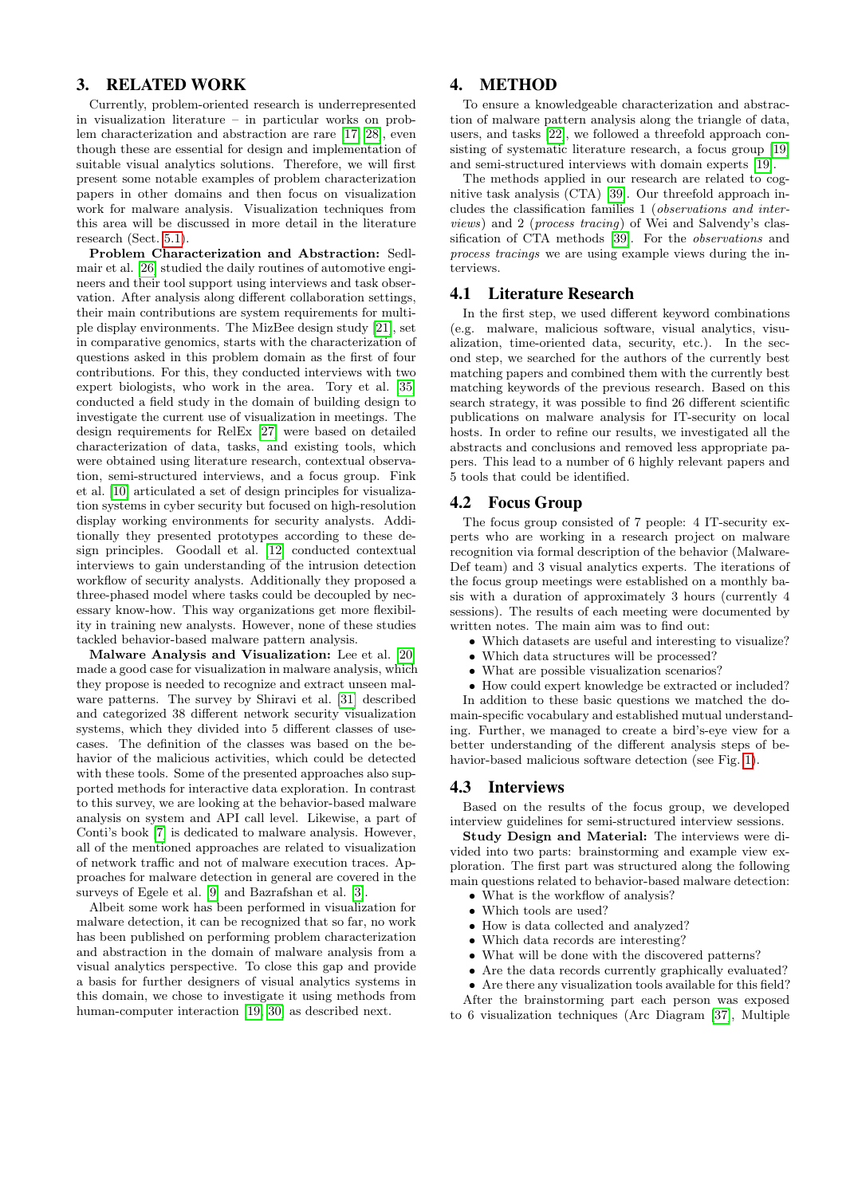## 3. RELATED WORK

Currently, problem-oriented research is underrepresented in visualization literature – in particular works on problem characterization and abstraction are rare [17, 28], even though these are essential for design and implementation of suitable visual analytics solutions. Therefore, we will first present some notable examples of problem characterization papers in other domains and then focus on visualization work for malware analysis. Visualization techniques from this area will be discussed in more detail in the literature research (Sect. 5.1).

**Problem Characterization and Abstraction:** Sedlmair et al. [26] studied the daily routines of automotive engineers and their tool support using interviews and task observation. After analysis along different collaboration settings, their main contributions are system requirements for multiple display environments. The MizBee design study [21], set in comparative genomics, starts with the characterization of questions asked in this problem domain as the first of four contributions. For this, they conducted interviews with two expert biologists, who work in the area. Tory et al. [35] conducted a field study in the domain of building design to investigate the current use of visualization in meetings. The design requirements for RelEx [27] were based on detailed characterization of data, tasks, and existing tools, which were obtained using literature research, contextual observation, semi-structured interviews, and a focus group. Fink et al. [10] articulated a set of design principles for visualization systems in cyber security but focused on high-resolution display working environments for security analysts. Additionally they presented prototypes according to these design principles. Goodall et al. [12] conducted contextual interviews to gain understanding of the intrusion detection workflow of security analysts. Additionally they proposed a three-phased model where tasks could be decoupled by necessary know-how. This way organizations get more flexibility in training new analysts. However, none of these studies tackled behavior-based malware pattern analysis.

**Malware Analysis and Visualization:** Lee et al. [20] made a good case for visualization in malware analysis, which they propose is needed to recognize and extract unseen malware patterns. The survey by Shiravi et al. [31] described and categorized 38 different network security visualization systems, which they divided into 5 different classes of use-cases. The definition of the classes was based on the behavior of the malicious activities, which could be detected with these tools. Some of the presented approaches also supported methods for interactive data exploration. In contrast to this survey, we are looking at the behavior-based malware analysis on system and API call level. Likewise, a part of Conti's book [7] is dedicated to malware analysis. However, all of the mentioned approaches are related to visualization of network traffic and not of malware execution traces. Approaches for malware detection in general are covered in the surveys of Egele et al. [9] and Bazrafshan et al. [3].

Albeit some work has been performed in visualization for malware detection, it can be recognized that so far, no work has been published on performing problem characterization and abstraction in the domain of malware analysis from a visual analytics perspective. To close this gap and provide a basis for further designers of visual analytics systems in this domain, we chose to investigate it using methods from human-computer interaction [19, 30] as described next.

## 4. METHOD

To ensure a knowledgeable characterization and abstraction of malware pattern analysis along the triangle of data, users, and tasks [22], we followed a threefold approach consisting of systematic literature research, a focus group [19] and semi-structured interviews with domain experts [19].

The methods applied in our research are related to cognitive task analysis (CTA) [39]. Our threefold approach includes the classification families 1 (*observations and interviews*) and 2 (*process tracing*) of Wei and Salvendy's classification of CTA methods [39]. For the *observations* and *process tracings* we are using example views during the interviews.

### 4.1 Literature Research

In the first step, we used different keyword combinations (e.g. malware, malicious software, visual analytics, visualization, time-oriented data, security, etc.). In the second step, we searched for the authors of the currently best matching papers and combined them with the currently best matching keywords of the previous research. Based on this search strategy, it was possible to find 26 different scientific publications on malware analysis for IT-security on local hosts. In order to refine our results, we investigated all the abstracts and conclusions and removed less appropriate papers. This lead to a number of 6 highly relevant papers and 5 tools that could be identified.

### 4.2 Focus Group

The focus group consisted of 7 people: 4 IT-security experts who are working in a research project on malware recognition via formal description of the behavior (Malware-Def team) and 3 visual analytics experts. The iterations of the focus group meetings were established on a monthly basis with a duration of approximately 3 hours (currently 4 sessions). The results of each meeting were documented by written notes. The main aim was to find out:

- Which datasets are useful and interesting to visualize?
- Which data structures will be processed?
- What are possible visualization scenarios?
- How could expert knowledge be extracted or included?

In addition to these basic questions we matched the domain-specific vocabulary and established mutual understanding. Further, we managed to create a bird's-eye view for a better understanding of the different analysis steps of behavior-based malicious software detection (see Fig. 1).

### 4.3 Interviews

Based on the results of the focus group, we developed interview guidelines for semi-structured interview sessions.

**Study Design and Material:** The interviews were divided into two parts: brainstorming and example view exploration. The first part was structured along the following main questions related to behavior-based malware detection:

- What is the workflow of analysis?
- Which tools are used?
- How is data collected and analyzed?
- Which data records are interesting?
- What will be done with the discovered patterns?
- Are the data records currently graphically evaluated?
- Are there any visualization tools available for this field?

After the brainstorming part each person was exposed to 6 visualization techniques (Arc Diagram [37], Multiple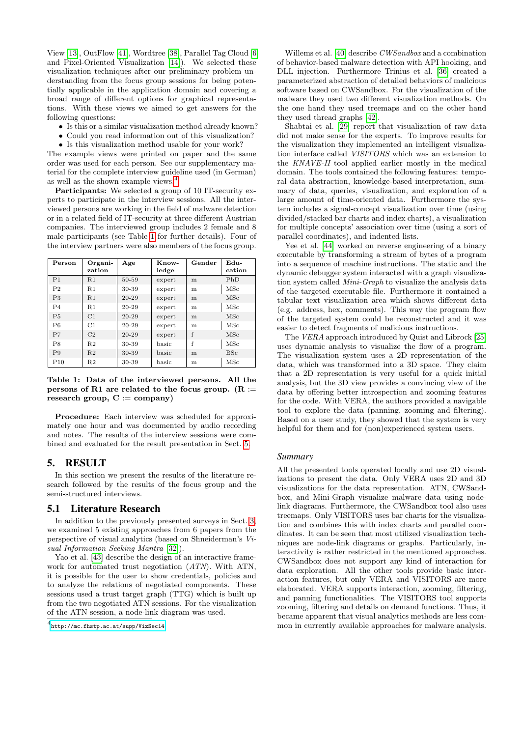View [13], OutFlow [41], Wordtree [38], Parallel Tag Cloud [6] and Pixel-Oriented Visualization [14]). We selected these visualization techniques after our preliminary problem understanding from the focus group sessions for being potentially applicable in the application domain and covering a broad range of different options for graphical representations. With these views we aimed to get answers for the following questions:

- Is this or a similar visualization method already known?
- Could you read information out of this visualization?
- Is this visualization method usable for your work?

The example views were printed on paper and the same order was used for each person. See our supplementary material for the complete interview guideline used (in German) as well as the shown example views [4].

**Participants:** We selected a group of 10 IT-security experts to participate in the interview sessions. All the interviewed persons are working in the field of malware detection or in a related field of IT-security at three different Austrian companies. The interviewed group includes 2 female and 8 male participants (see Table 1 for further details). Four of the interview partners were also members of the focus group.

| Person | Organization | Age | Knowledge | Gender | Education |
|---|---|---|---|---|---|
| P1 | R1 | 50-59 | expert | m | PhD |
| P2 | R1 | 30-39 | expert | m | MSc |
| P3 | R1 | 20-29 | expert | m | MSc |
| P4 | R1 | 20-29 | expert | m | MSc |
| P5 | C1 | 20-29 | expert | m | MSc |
| P6 | C1 | 20-29 | expert | m | MSc |
| P7 | C2 | 20-29 | expert | f | MSc |
| P8 | R2 | 30-39 | basic | f | MSc |
| P9 | R2 | 30-39 | basic | m | BSc |
| P10 | R2 | 30-39 | basic | m | MSc |

**Table 1: Data of the interviewed persons. All the persons of R1 are related to the focus group. (R := research group, C := company)**

**Procedure:** Each interview was scheduled for approximately one hour and was documented by audio recording and notes. The results of the interview sessions were combined and evaluated for the result presentation in Sect. 5.

# 5. RESULT

In this section we present the results of the literature research followed by the results of the focus group and the semi-structured interviews.

## 5.1 Literature Research

In addition to the previously presented surveys in Sect. 3, we examined 5 existing approaches from 6 papers from the perspective of visual analytics (based on Shneiderman's *Visual Information Seeking Mantra* [32]).

Yao et al. [43] describe the design of an interactive framework for automated trust negotiation (*ATN*). With ATN, it is possible for the user to show credentials, policies and to analyze the relations of negotiated components. These sessions used a trust target graph (TTG) which is built up from the two negotiated ATN sessions. For the visualization of the ATN session, a node-link diagram was used.

[4] http://mc.fhstp.ac.at/supp/VizSec14

Willems et al. [40] describe *CWSandbox* and a combination of behavior-based malware detection with API hooking, and DLL injection. Furthermore Trinius et al. [36] created a parameterized abstraction of detailed behaviors of malicious software based on CWSandbox. For the visualization of the malware they used two different visualization methods. On the one hand they used treemaps and on the other hand they used thread graphs [42].

Shabtai et al. [29] report that visualization of raw data did not make sense for the experts. To improve results for the visualization they implemented an intelligent visualization interface called *VISITORS* which was an extension to the *KNAVE-II* tool applied earlier mostly in the medical domain. The tools contained the following features: temporal data abstraction, knowledge-based interpretation, summary of data, queries, visualization, and exploration of a large amount of time-oriented data. Furthermore the system includes a signal-concept visualization over time (using divided/stacked bar charts and index charts), a visualization for multiple concepts' association over time (using a sort of parallel coordinates), and indented lists.

Yee et al. [44] worked on reverse engineering of a binary executable by transforming a stream of bytes of a program into a sequence of machine instructions. The static and the dynamic debugger system interacted with a graph visualization system called *Mini-Graph* to visualize the analysis data of the targeted executable file. Furthermore it contained a tabular text visualization area which shows different data (e.g. address, hex, comments). This way the program flow of the targeted system could be reconstructed and it was easier to detect fragments of malicious instructions.

The *VERA* approach introduced by Quist and Librock [25] uses dynamic analysis to visualize the flow of a program. The visualization system uses a 2D representation of the data, which was transformed into a 3D space. They claim that a 2D representation is very useful for a quick initial analysis, but the 3D view provides a convincing view of the data by offering better introspection and zooming features for the code. With VERA, the authors provided a navigable tool to explore the data (panning, zooming and filtering). Based on a user study, they showed that the system is very helpful for them and for (non)experienced system users.

### *Summary*

All the presented tools operated locally and use 2D visualizations to present the data. Only VERA uses 2D and 3D visualizations for the data representation. ATN, CWSandbox, and Mini-Graph visualize malware data using node-link diagrams. Furthermore, the CWSandbox tool also uses treemaps. Only VISITORS uses bar charts for the visualization and combines this with index charts and parallel coordinates. It can be seen that most utilized visualization techniques are node-link diagrams or graphs. Particularly, interactivity is rather restricted in the mentioned approaches. CWSandbox does not support any kind of interaction for data exploration. All the other tools provide basic interaction features, but only VERA and VISITORS are more elaborated. VERA supports interaction, zooming, filtering, and panning functionalities. The VISITORS tool supports zooming, filtering and details on demand functions. Thus, it became apparent that visual analytics methods are less common in currently available approaches for malware analysis.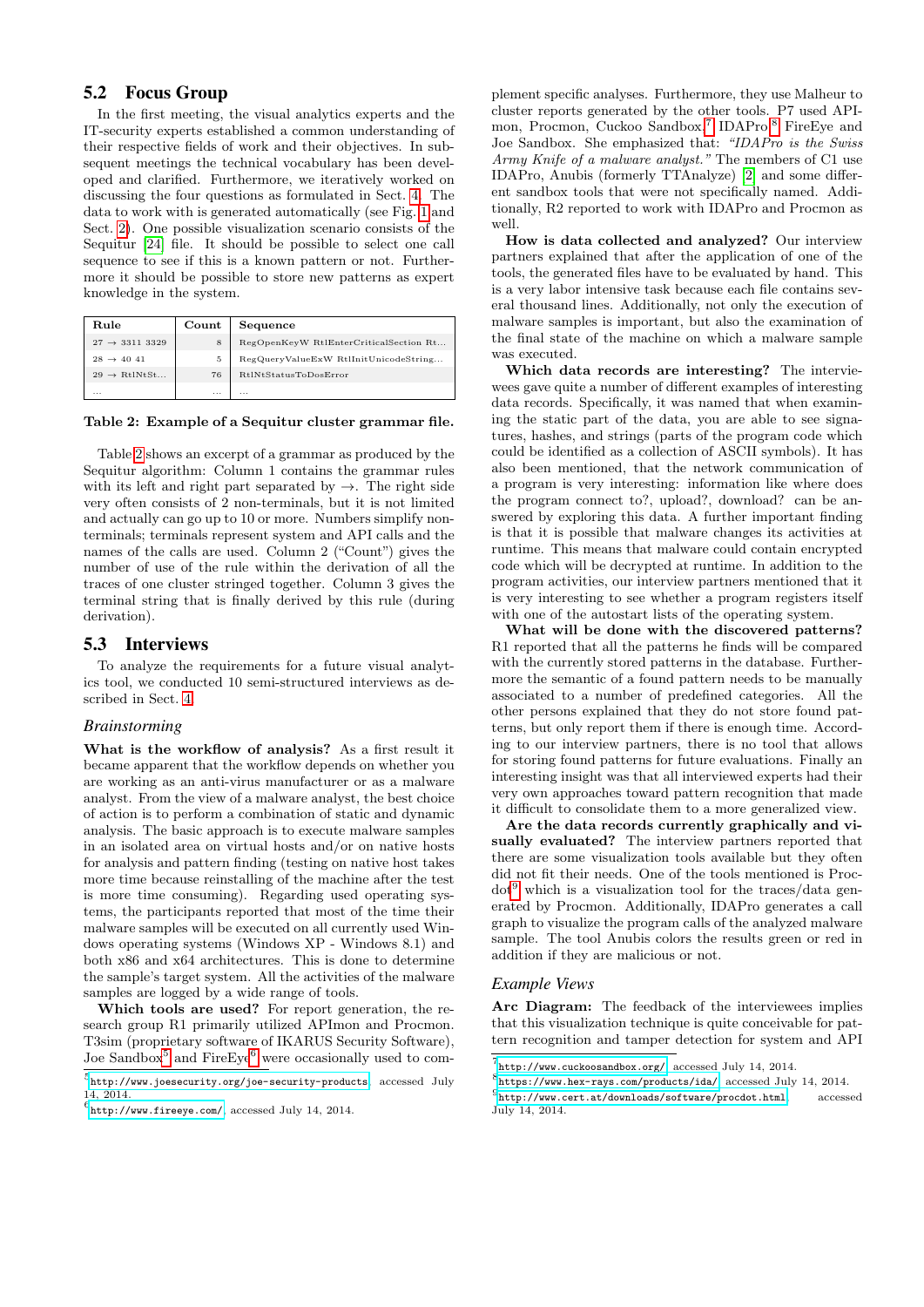## 5.2 Focus Group

In the first meeting, the visual analytics experts and the IT-security experts established a common understanding of their respective fields of work and their objectives. In subsequent meetings the technical vocabulary has been developed and clarified. Furthermore, we iteratively worked on discussing the four questions as formulated in Sect. 4. The data to work with is generated automatically (see Fig. 1 and Sect. 2). One possible visualization scenario consists of the Sequitur [24] file. It should be possible to select one call sequence to see if this is a known pattern or not. Furthermore it should be possible to store new patterns as expert knowledge in the system.

| Rule | Count | Sequence |
|---|---|---|
| 27 → 3311 3329 | 8 | RegOpenKeyW RtlEnterCriticalSection Rt... |
| 28 → 40 41 | 5 | RegQueryValueExW RtlInitUnicodeString... |
| 29 → RtlNtSt... | 76 | RtlNtStatusToDosError |
| ... | ... | ... |

**Table 2: Example of a Sequitur cluster grammar file.**

Table 2 shows an excerpt of a grammar as produced by the Sequitur algorithm: Column 1 contains the grammar rules with its left and right part separated by →. The right side very often consists of 2 non-terminals, but it is not limited and actually can go up to 10 or more. Numbers simplify non-terminals; terminals represent system and API calls and the names of the calls are used. Column 2 ("Count") gives the number of use of the rule within the derivation of all the traces of one cluster stringed together. Column 3 gives the terminal string that is finally derived by this rule (during derivation).

## 5.3 Interviews

To analyze the requirements for a future visual analytics tool, we conducted 10 semi-structured interviews as described in Sect. 4.

### *Brainstorming*

**What is the workflow of analysis?** As a first result it became apparent that the workflow depends on whether you are working as an anti-virus manufacturer or as a malware analyst. From the view of a malware analyst, the best choice of action is to perform a combination of static and dynamic analysis. The basic approach is to execute malware samples in an isolated area on virtual hosts and/or on native hosts for analysis and pattern finding (testing on native host takes more time because reinstalling of the machine after the test is more time consuming). Regarding used operating systems, the participants reported that most of the time their malware samples will be executed on all currently used Windows operating systems (Windows XP - Windows 8.1) and both x86 and x64 architectures. This is done to determine the sample's target system. All the activities of the malware samples are logged by a wide range of tools.

**Which tools are used?** For report generation, the research group R1 primarily utilized APImon and Procmon. T3sim (proprietary software of IKARUS Security Software), Joe Sandbox[5] and FireEye[6] were occasionally used to complement specific analyses. Furthermore, they use Malheur to cluster reports generated by the other tools. P7 used APImon, Procmon, Cuckoo Sandbox[7], IDAPro[8], FireEye and Joe Sandbox. She emphasized that: *"IDAPro is the Swiss Army Knife of a malware analyst."* The members of C1 use IDAPro, Anubis (formerly TTAnalyze) [2] and some different sandbox tools that were not specifically named. Additionally, R2 reported to work with IDAPro and Procmon as well.

**How is data collected and analyzed?** Our interview partners explained that after the application of one of the tools, the generated files have to be evaluated by hand. This is a very labor intensive task because each file contains several thousand lines. Additionally, not only the execution of malware samples is important, but also the examination of the final state of the machine on which a malware sample was executed.

**Which data records are interesting?** The interviewees gave quite a number of different examples of interesting data records. Specifically, it was named that when examining the static part of the data, you are able to see signatures, hashes, and strings (parts of the program code which could be identified as a collection of ASCII symbols). It has also been mentioned, that the network communication of a program is very interesting: information like where does the program connect to?, upload?, download? can be answered by exploring this data. A further important finding is that it is possible that malware changes its activities at runtime. This means that malware could contain encrypted code which will be decrypted at runtime. In addition to the program activities, our interview partners mentioned that it is very interesting to see whether a program registers itself with one of the autostart lists of the operating system.

**What will be done with the discovered patterns?** R1 reported that all the patterns he finds will be compared with the currently stored patterns in the database. Furthermore the semantic of a found pattern needs to be manually associated to a number of predefined categories. All the other persons explained that they do not store found patterns, but only report them if there is enough time. According to our interview partners, there is no tool that allows for storing found patterns for future evaluations. Finally an interesting insight was that all interviewed experts had their very own approaches toward pattern recognition that made it difficult to consolidate them to a more generalized view.

**Are the data records currently graphically and visually evaluated?** The interview partners reported that there are some visualization tools available but they often did not fit their needs. One of the tools mentioned is Procdot[9] which is a visualization tool for the traces/data generated by Procmon. Additionally, IDAPro generates a call graph to visualize the program calls of the analyzed malware sample. The tool Anubis colors the results green or red in addition if they are malicious or not.

### *Example Views*

**Arc Diagram:** The feedback of the interviewees implies that this visualization technique is quite conceivable for pattern recognition and tamper detection for system and API

---

[5] http://www.joesecurity.org/joe-security-products, accessed July 14, 2014.

[6] http://www.fireeye.com/, accessed July 14, 2014.

[7] http://www.cuckoosandbox.org/, accessed July 14, 2014.

[8] https://www.hex-rays.com/products/ida/, accessed July 14, 2014.

[9] http://www.cert.at/downloads/software/procdot.html, accessed July 14, 2014.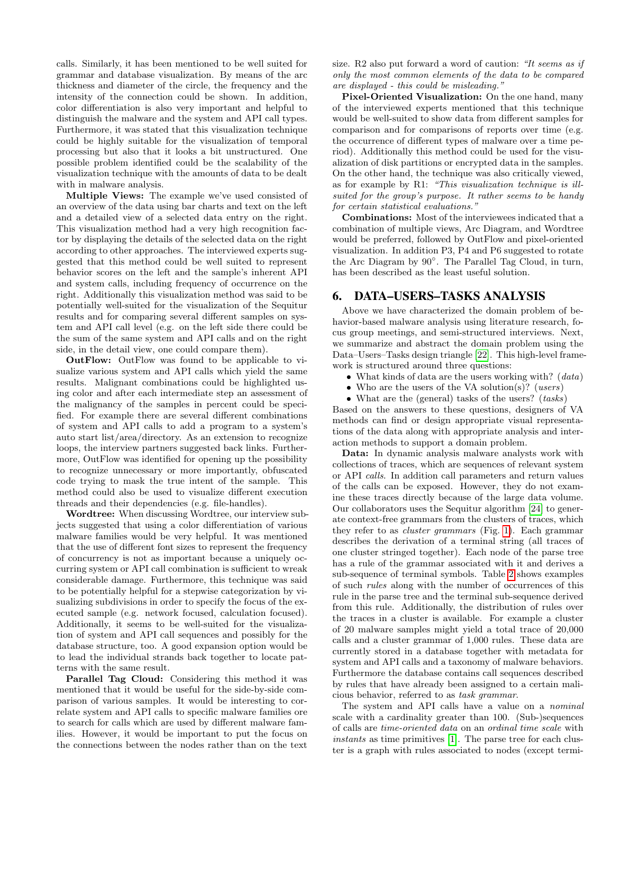calls. Similarly, it has been mentioned to be well suited for grammar and database visualization. By means of the arc thickness and diameter of the circle, the frequency and the intensity of the connection could be shown. In addition, color differentiation is also very important and helpful to distinguish the malware and the system and API call types. Furthermore, it was stated that this visualization technique could be highly suitable for the visualization of temporal processing but also that it looks a bit unstructured. One possible problem identified could be the scalability of the visualization technique with the amounts of data to be dealt with in malware analysis.

**Multiple Views:** The example we've used consisted of an overview of the data using bar charts and text on the left and a detailed view of a selected data entry on the right. This visualization method had a very high recognition factor by displaying the details of the selected data on the right according to other approaches. The interviewed experts suggested that this method could be well suited to represent behavior scores on the left and the sample's inherent API and system calls, including frequency of occurrence on the right. Additionally this visualization method was said to be potentially well-suited for the visualization of the Sequitur results and for comparing several different samples on system and API call level (e.g. on the left side there could be the sum of the same system and API calls and on the right side, in the detail view, one could compare them).

**OutFlow:** OutFlow was found to be applicable to visualize various system and API calls which yield the same results. Malignant combinations could be highlighted using color and after each intermediate step an assessment of the malignancy of the samples in percent could be specified. For example there are several different combinations of system and API calls to add a program to a system's auto start list/area/directory. As an extension to recognize loops, the interview partners suggested back links. Furthermore, OutFlow was identified for opening up the possibility to recognize unnecessary or more importantly, obfuscated code trying to mask the true intent of the sample. This method could also be used to visualize different execution threads and their dependencies (e.g. file-handles).

**Wordtree:** When discussing Wordtree, our interview subjects suggested that using a color differentiation of various malware families would be very helpful. It was mentioned that the use of different font sizes to represent the frequency of concurrency is not as important because a uniquely occurring system or API call combination is sufficient to wreak considerable damage. Furthermore, this technique was said to be potentially helpful for a stepwise categorization by visualizing subdivisions in order to specify the focus of the executed sample (e.g. network focused, calculation focused). Additionally, it seems to be well-suited for the visualization of system and API call sequences and possibly for the database structure, too. A good expansion option would be to lead the individual strands back together to locate patterns with the same result.

**Parallel Tag Cloud:** Considering this method it was mentioned that it would be useful for the side-by-side comparison of various samples. It would be interesting to correlate system and API calls to specific malware families ore to search for calls which are used by different malware families. However, it would be important to put the focus on the connections between the nodes rather than on the text size. R2 also put forward a word of caution: *"It seems as if only the most common elements of the data to be compared are displayed - this could be misleading."*

**Pixel-Oriented Visualization:** On the one hand, many of the interviewed experts mentioned that this technique would be well-suited to show data from different samples for comparison and for comparisons of reports over time (e.g. the occurrence of different types of malware over a time period). Additionally this method could be used for the visualization of disk partitions or encrypted data in the samples. On the other hand, the technique was also critically viewed, as for example by R1: *"This visualization technique is ill-suited for the group's purpose. It rather seems to be handy for certain statistical evaluations."*

**Combinations:** Most of the interviewees indicated that a combination of multiple views, Arc Diagram, and Wordtree would be preferred, followed by OutFlow and pixel-oriented visualization. In addition P3, P4 and P6 suggested to rotate the Arc Diagram by 90°. The Parallel Tag Cloud, in turn, has been described as the least useful solution.

## 6. DATA–USERS–TASKS ANALYSIS

Above we have characterized the domain problem of behavior-based malware analysis using literature research, focus group meetings, and semi-structured interviews. Next, we summarize and abstract the domain problem using the Data–Users–Tasks design triangle [22]. This high-level framework is structured around three questions:

- What kinds of data are the users working with? (*data*)
- Who are the users of the VA solution(s)? (*users*)
- What are the (general) tasks of the users? (*tasks*)

Based on the answers to these questions, designers of VA methods can find or design appropriate visual representations of the data along with appropriate analysis and interaction methods to support a domain problem.

**Data:** In dynamic analysis malware analysts work with collections of traces, which are sequences of relevant system or API *calls*. In addition call parameters and return values of the calls can be exposed. However, they do not examine these traces directly because of the large data volume. Our collaborators uses the Sequitur algorithm [24] to generate context-free grammars from the clusters of traces, which they refer to as *cluster grammars* (Fig. 1). Each grammar describes the derivation of a terminal string (all traces of one cluster stringed together). Each node of the parse tree has a rule of the grammar associated with it and derives a sub-sequence of terminal symbols. Table 2 shows examples of such *rules* along with the number of occurrences of this rule in the parse tree and the terminal sub-sequence derived from this rule. Additionally, the distribution of rules over the traces in a cluster is available. For example a cluster of 20 malware samples might yield a total trace of 20,000 calls and a cluster grammar of 1,000 rules. These data are currently stored in a database together with metadata for system and API calls and a taxonomy of malware behaviors. Furthermore the database contains call sequences described by rules that have already been assigned to a certain malicious behavior, referred to as *task grammar*.

The system and API calls have a value on a *nominal* scale with a cardinality greater than 100. (Sub-)sequences of calls are *time-oriented data* on an *ordinal time scale* with *instants* as time primitives [1]. The parse tree for each cluster is a graph with rules associated to nodes (except termi-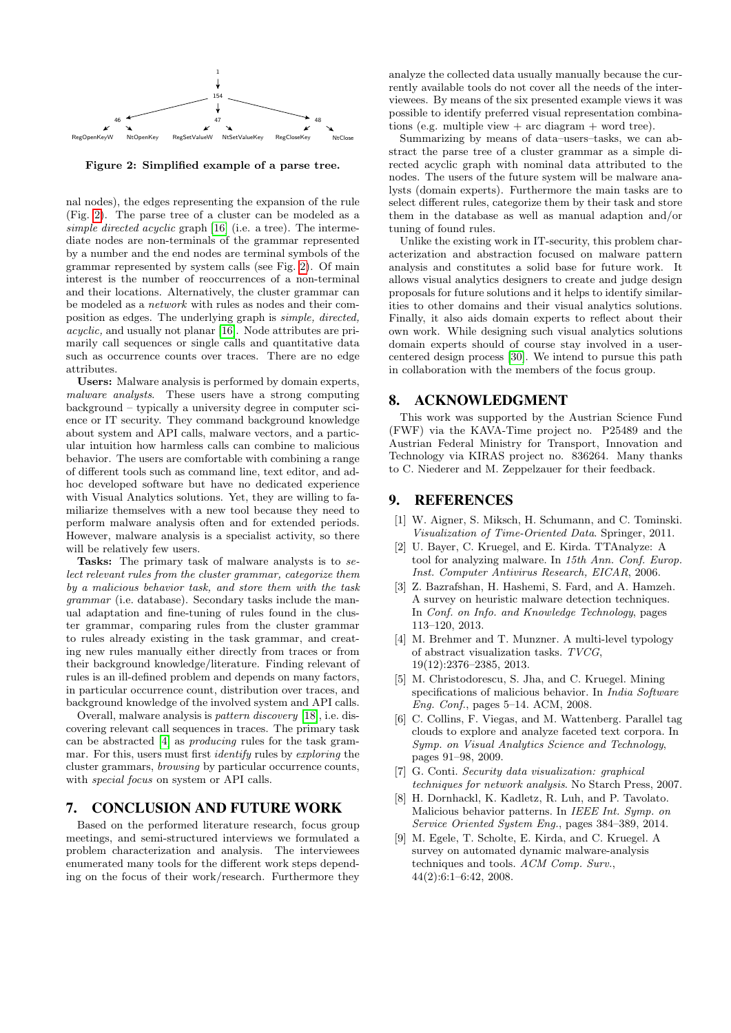Figure 2: Simplified example of a parse tree.

nal nodes), the edges representing the expansion of the rule (Fig. 2). The parse tree of a cluster can be modeled as a *simple directed acyclic* graph [16] (i.e. a tree). The intermediate nodes are non-terminals of the grammar represented by a number and the end nodes are terminal symbols of the grammar represented by system calls (see Fig. 2). Of main interest is the number of reoccurrences of a non-terminal and their locations. Alternatively, the cluster grammar can be modeled as a *network* with rules as nodes and their composition as edges. The underlying graph is *simple, directed, acyclic,* and usually not planar [16]. Node attributes are primarily call sequences or single calls and quantitative data such as occurrence counts over traces. There are no edge attributes.

**Users:** Malware analysis is performed by domain experts, *malware analysts*. These users have a strong computing background – typically a university degree in computer science or IT security. They command background knowledge about system and API calls, malware vectors, and a particular intuition how harmless calls can combine to malicious behavior. The users are comfortable with combining a range of different tools such as command line, text editor, and adhoc developed software but have no dedicated experience with Visual Analytics solutions. Yet, they are willing to familiarize themselves with a new tool because they need to perform malware analysis often and for extended periods. However, malware analysis is a specialist activity, so there will be relatively few users.

**Tasks:** The primary task of malware analysts is to *select relevant rules from the cluster grammar, categorize them by a malicious behavior task, and store them with the task grammar* (i.e. database). Secondary tasks include the manual adaptation and fine-tuning of rules found in the cluster grammar, comparing rules from the cluster grammar to rules already existing in the task grammar, and creating new rules manually either directly from traces or from their background knowledge/literature. Finding relevant of rules is an ill-defined problem and depends on many factors, in particular occurrence count, distribution over traces, and background knowledge of the involved system and API calls.

Overall, malware analysis is *pattern discovery* [18], i.e. discovering relevant call sequences in traces. The primary task can be abstracted [4] as *producing* rules for the task grammar. For this, users must first *identify* rules by *exploring* the cluster grammars, *browsing* by particular occurrence counts, with *special focus* on system or API calls.

## 7. CONCLUSION AND FUTURE WORK

Based on the performed literature research, focus group meetings, and semi-structured interviews we formulated a problem characterization and analysis. The interviewees enumerated many tools for the different work steps depending on the focus of their work/research. Furthermore they analyze the collected data usually manually because the currently available tools do not cover all the needs of the interviewees. By means of the six presented example views it was possible to identify preferred visual representation combinations (e.g. multiple view + arc diagram + word tree).

Summarizing by means of data–users–tasks, we can abstract the parse tree of a cluster grammar as a simple directed acyclic graph with nominal data attributed to the nodes. The users of the future system will be malware analysts (domain experts). Furthermore the main tasks are to select different rules, categorize them by their task and store them in the database as well as manual adaption and/or tuning of found rules.

Unlike the existing work in IT-security, this problem characterization and abstraction focused on malware pattern analysis and constitutes a solid base for future work. It allows visual analytics designers to create and judge design proposals for future solutions and it helps to identify similarities to other domains and their visual analytics solutions. Finally, it also aids domain experts to reflect about their own work. While designing such visual analytics solutions domain experts should of course stay involved in a user-centered design process [30]. We intend to pursue this path in collaboration with the members of the focus group.

## 8. ACKNOWLEDGMENT

This work was supported by the Austrian Science Fund (FWF) via the KAVA-Time project no. P25489 and the Austrian Federal Ministry for Transport, Innovation and Technology via KIRAS project no. 836264. Many thanks to C. Niederer and M. Zeppelzauer for their feedback.

## 9. REFERENCES

[1] W. Aigner, S. Miksch, H. Schumann, and C. Tominski. *Visualization of Time-Oriented Data*. Springer, 2011.

[2] U. Bayer, C. Kruegel, and E. Kirda. TTAnalyze: A tool for analyzing malware. In *15th Ann. Conf. Europ. Inst. Computer Antivirus Research, EICAR*, 2006.

[3] Z. Bazrafshan, H. Hashemi, S. Fard, and A. Hamzeh. A survey on heuristic malware detection techniques. In *Conf. on Info. and Knowledge Technology*, pages 113–120, 2013.

[4] M. Brehmer and T. Munzner. A multi-level typology of abstract visualization tasks. *TVCG*, 19(12):2376–2385, 2013.

[5] M. Christodorescu, S. Jha, and C. Kruegel. Mining specifications of malicious behavior. In *India Software Eng. Conf.*, pages 5–14. ACM, 2008.

[6] C. Collins, F. Viegas, and M. Wattenberg. Parallel tag clouds to explore and analyze faceted text corpora. In *Symp. on Visual Analytics Science and Technology*, pages 91–98, 2009.

[7] G. Conti. *Security data visualization: graphical techniques for network analysis*. No Starch Press, 2007.

[8] H. Dornhackl, K. Kadletz, R. Luh, and P. Tavolato. Malicious behavior patterns. In *IEEE Int. Symp. on Service Oriented System Eng.*, pages 384–389, 2014.

[9] M. Egele, T. Scholte, E. Kirda, and C. Kruegel. A survey on automated dynamic malware-analysis techniques and tools. *ACM Comp. Surv.*, 44(2):6:1–6:42, 2008.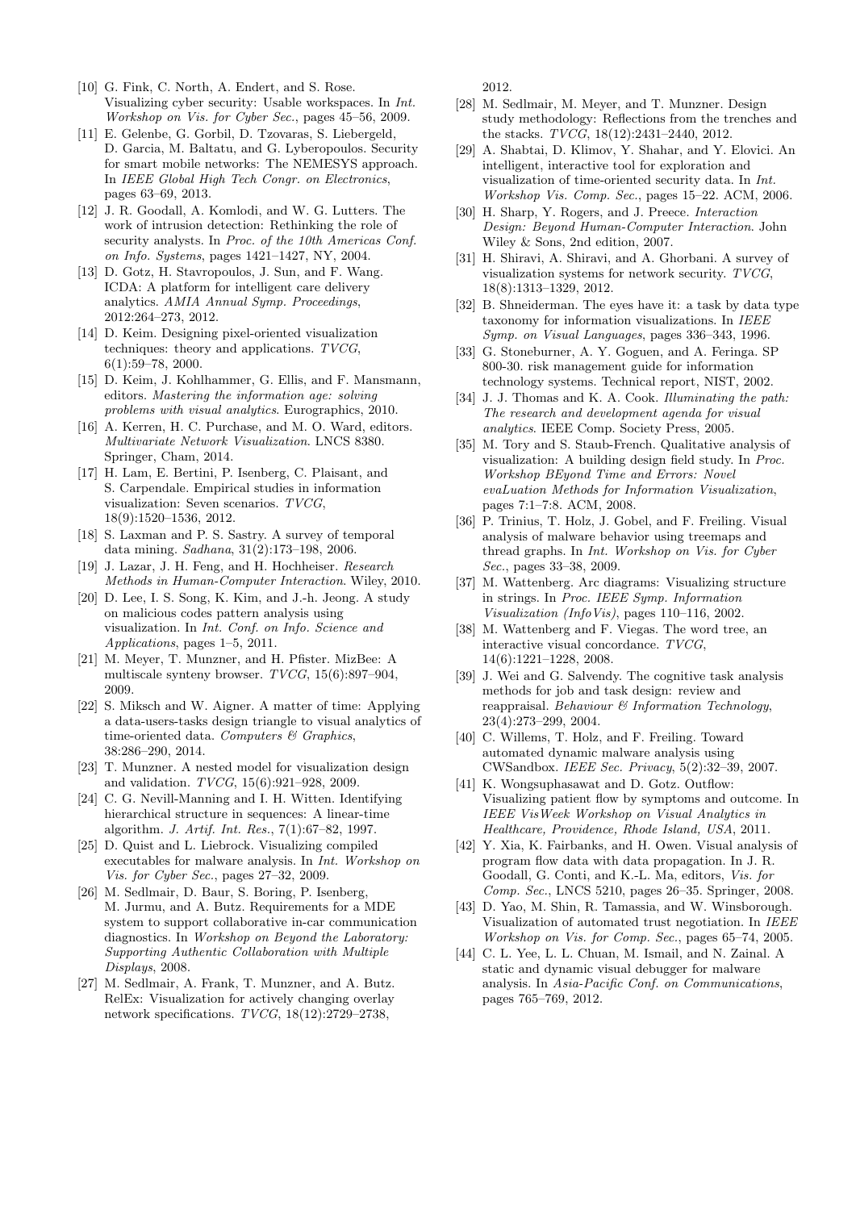[10] G. Fink, C. North, A. Endert, and S. Rose. Visualizing cyber security: Usable workspaces. In *Int. Workshop on Vis. for Cyber Sec.*, pages 45–56, 2009.

[11] E. Gelenbe, G. Gorbil, D. Tzovaras, S. Liebergeld, D. Garcia, M. Baltatu, and G. Lyberopoulos. Security for smart mobile networks: The NEMESYS approach. In *IEEE Global High Tech Congr. on Electronics*, pages 63–69, 2013.

[12] J. R. Goodall, A. Komlodi, and W. G. Lutters. The work of intrusion detection: Rethinking the role of security analysts. In *Proc. of the 10th Americas Conf. on Info. Systems*, pages 1421–1427, NY, 2004.

[13] D. Gotz, H. Stavropoulos, J. Sun, and F. Wang. ICDA: A platform for intelligent care delivery analytics. *AMIA Annual Symp. Proceedings*, 2012:264–273, 2012.

[14] D. Keim. Designing pixel-oriented visualization techniques: theory and applications. *TVCG*, 6(1):59–78, 2000.

[15] D. Keim, J. Kohlhammer, G. Ellis, and F. Mansmann, editors. *Mastering the information age: solving problems with visual analytics*. Eurographics, 2010.

[16] A. Kerren, H. C. Purchase, and M. O. Ward, editors. *Multivariate Network Visualization*. LNCS 8380. Springer, Cham, 2014.

[17] H. Lam, E. Bertini, P. Isenberg, C. Plaisant, and S. Carpendale. Empirical studies in information visualization: Seven scenarios. *TVCG*, 18(9):1520–1536, 2012.

[18] S. Laxman and P. S. Sastry. A survey of temporal data mining. *Sadhana*, 31(2):173–198, 2006.

[19] J. Lazar, J. H. Feng, and H. Hochheiser. *Research Methods in Human-Computer Interaction*. Wiley, 2010.

[20] D. Lee, I. S. Song, K. Kim, and J.-h. Jeong. A study on malicious codes pattern analysis using visualization. In *Int. Conf. on Info. Science and Applications*, pages 1–5, 2011.

[21] M. Meyer, T. Munzner, and H. Pfister. MizBee: A multiscale synteny browser. *TVCG*, 15(6):897–904, 2009.

[22] S. Miksch and W. Aigner. A matter of time: Applying a data-users-tasks design triangle to visual analytics of time-oriented data. *Computers & Graphics*, 38:286–290, 2014.

[23] T. Munzner. A nested model for visualization design and validation. *TVCG*, 15(6):921–928, 2009.

[24] C. G. Nevill-Manning and I. H. Witten. Identifying hierarchical structure in sequences: A linear-time algorithm. *J. Artif. Int. Res.*, 7(1):67–82, 1997.

[25] D. Quist and L. Liebrock. Visualizing compiled executables for malware analysis. In *Int. Workshop on Vis. for Cyber Sec.*, pages 27–32, 2009.

[26] M. Sedlmair, D. Baur, S. Boring, P. Isenberg, M. Jurmu, and A. Butz. Requirements for a MDE system to support collaborative in-car communication diagnostics. In *Workshop on Beyond the Laboratory: Supporting Authentic Collaboration with Multiple Displays*, 2008.

[27] M. Sedlmair, A. Frank, T. Munzner, and A. Butz. RelEx: Visualization for actively changing overlay network specifications. *TVCG*, 18(12):2729–2738, 2012.

[28] M. Sedlmair, M. Meyer, and T. Munzner. Design study methodology: Reflections from the trenches and the stacks. *TVCG*, 18(12):2431–2440, 2012.

[29] A. Shabtai, D. Klimov, Y. Shahar, and Y. Elovici. An intelligent, interactive tool for exploration and visualization of time-oriented security data. In *Int. Workshop Vis. Comp. Sec.*, pages 15–22. ACM, 2006.

[30] H. Sharp, Y. Rogers, and J. Preece. *Interaction Design: Beyond Human-Computer Interaction*. John Wiley & Sons, 2nd edition, 2007.

[31] H. Shiravi, A. Shiravi, and A. Ghorbani. A survey of visualization systems for network security. *TVCG*, 18(8):1313–1329, 2012.

[32] B. Shneiderman. The eyes have it: a task by data type taxonomy for information visualizations. In *IEEE Symp. on Visual Languages*, pages 336–343, 1996.

[33] G. Stoneburner, A. Y. Goguen, and A. Feringa. SP 800-30. risk management guide for information technology systems. Technical report, NIST, 2002.

[34] J. J. Thomas and K. A. Cook. *Illuminating the path: The research and development agenda for visual analytics*. IEEE Comp. Society Press, 2005.

[35] M. Tory and S. Staub-French. Qualitative analysis of visualization: A building design field study. In *Proc. Workshop BEyond Time and Errors: Novel evaLuation Methods for Information Visualization*, pages 7:1–7:8. ACM, 2008.

[36] P. Trinius, T. Holz, J. Gobel, and F. Freiling. Visual analysis of malware behavior using treemaps and thread graphs. In *Int. Workshop on Vis. for Cyber Sec.*, pages 33–38, 2009.

[37] M. Wattenberg. Arc diagrams: Visualizing structure in strings. In *Proc. IEEE Symp. Information Visualization (InfoVis)*, pages 110–116, 2002.

[38] M. Wattenberg and F. Viegas. The word tree, an interactive visual concordance. *TVCG*, 14(6):1221–1228, 2008.

[39] J. Wei and G. Salvendy. The cognitive task analysis methods for job and task design: review and reappraisal. *Behaviour & Information Technology*, 23(4):273–299, 2004.

[40] C. Willems, T. Holz, and F. Freiling. Toward automated dynamic malware analysis using CWSandbox. *IEEE Sec. Privacy*, 5(2):32–39, 2007.

[41] K. Wongsuphasawat and D. Gotz. Outflow: Visualizing patient flow by symptoms and outcome. In *IEEE VisWeek Workshop on Visual Analytics in Healthcare, Providence, Rhode Island, USA*, 2011.

[42] Y. Xia, K. Fairbanks, and H. Owen. Visual analysis of program flow data with data propagation. In J. R. Goodall, G. Conti, and K.-L. Ma, editors, *Vis. for Comp. Sec.*, LNCS 5210, pages 26–35. Springer, 2008.

[43] D. Yao, M. Shin, R. Tamassia, and W. Winsborough. Visualization of automated trust negotiation. In *IEEE Workshop on Vis. for Comp. Sec.*, pages 65–74, 2005.

[44] C. L. Yee, L. L. Chuan, M. Ismail, and N. Zainal. A static and dynamic visual debugger for malware analysis. In *Asia-Pacific Conf. on Communications*, pages 765–769, 2012.